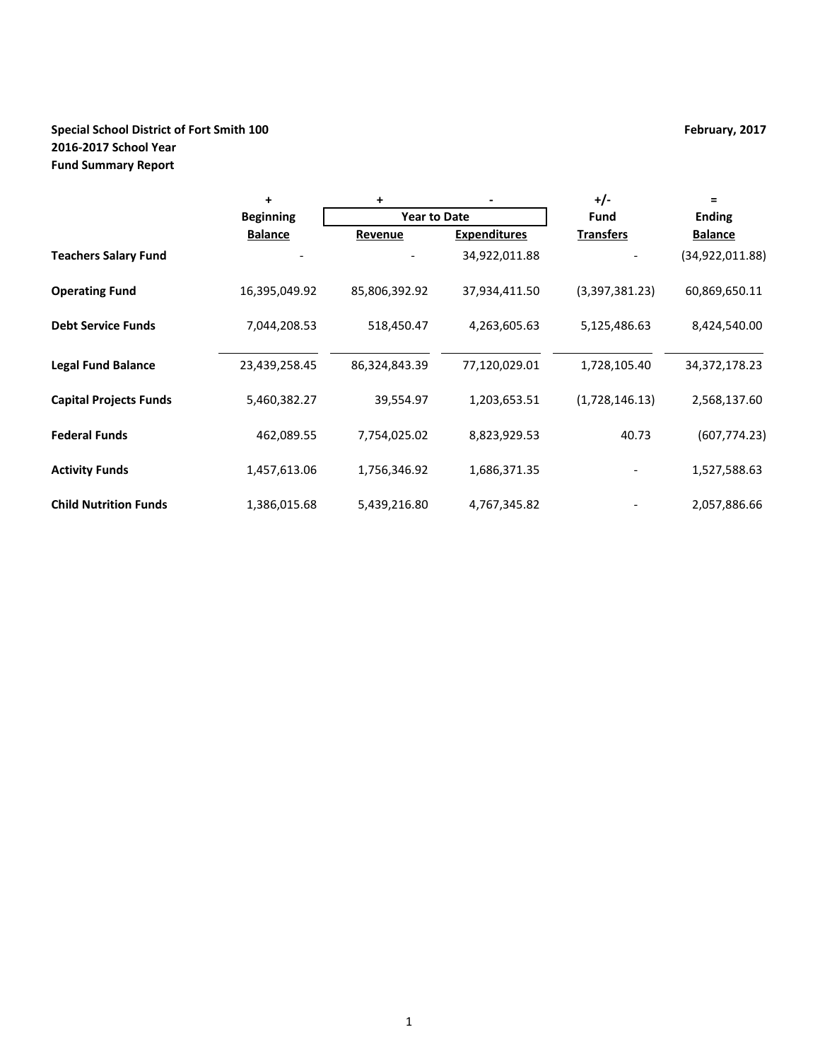**Special School District of Fort Smith 100**
**2016-2017 School Year**
**Fund Summary Report**

**February, 2017**

| | + | + | - | +/- | = |
|---|---|---|---|---|---|
| | **Beginning** | **Year to Date** | | **Fund** | **Ending** |
| | **Balance** | **Revenue** | **Expenditures** | **Transfers** | **Balance** |
| **Teachers Salary Fund** | - | - | 34,922,011.88 | - | (34,922,011.88) |
| **Operating Fund** | 16,395,049.92 | 85,806,392.92 | 37,934,411.50 | (3,397,381.23) | 60,869,650.11 |
| **Debt Service Funds** | 7,044,208.53 | 518,450.47 | 4,263,605.63 | 5,125,486.63 | 8,424,540.00 |
| **Legal Fund Balance** | 23,439,258.45 | 86,324,843.39 | 77,120,029.01 | 1,728,105.40 | 34,372,178.23 |
| **Capital Projects Funds** | 5,460,382.27 | 39,554.97 | 1,203,653.51 | (1,728,146.13) | 2,568,137.60 |
| **Federal Funds** | 462,089.55 | 7,754,025.02 | 8,823,929.53 | 40.73 | (607,774.23) |
| **Activity Funds** | 1,457,613.06 | 1,756,346.92 | 1,686,371.35 | - | 1,527,588.63 |
| **Child Nutrition Funds** | 1,386,015.68 | 5,439,216.80 | 4,767,345.82 | - | 2,057,886.66 |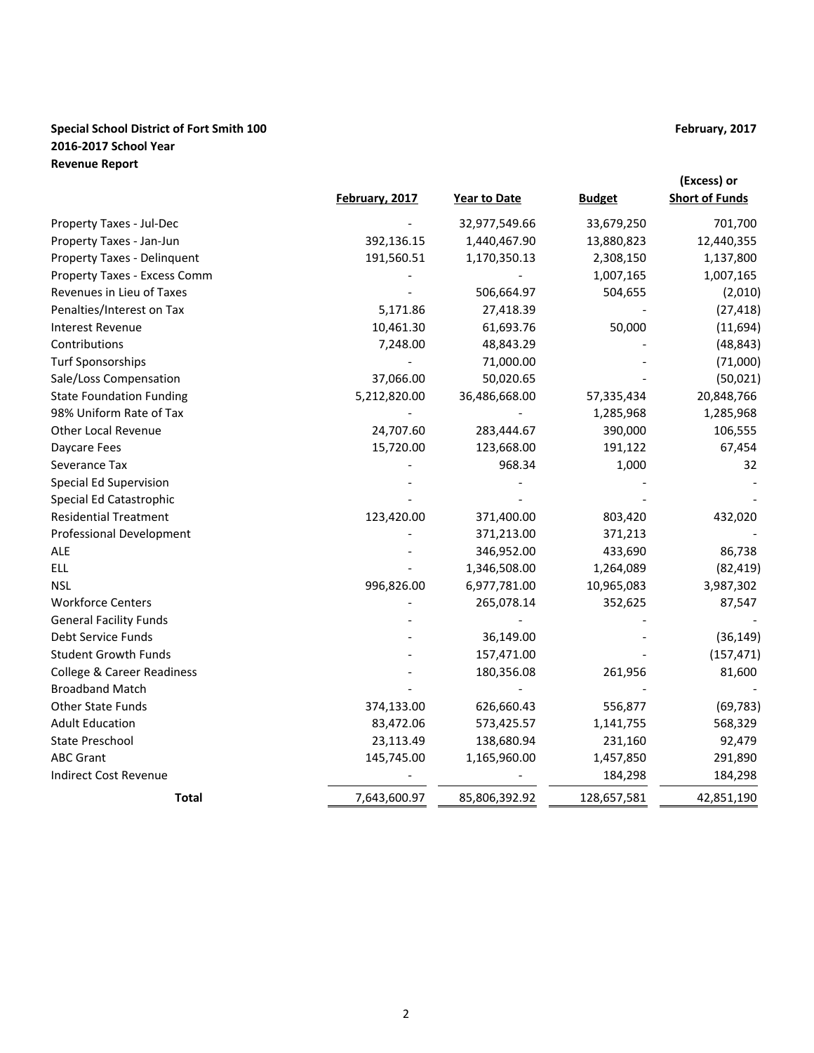**Special School District of Fort Smith 100**
**2016-2017 School Year**
**Revenue Report**

**February, 2017**

| | February, 2017 | Year to Date | Budget | (Excess) or Short of Funds |
|---|---|---|---|---|
| Property Taxes - Jul-Dec | - | 32,977,549.66 | 33,679,250 | 701,700 |
| Property Taxes - Jan-Jun | 392,136.15 | 1,440,467.90 | 13,880,823 | 12,440,355 |
| Property Taxes - Delinquent | 191,560.51 | 1,170,350.13 | 2,308,150 | 1,137,800 |
| Property Taxes - Excess Comm | - | - | 1,007,165 | 1,007,165 |
| Revenues in Lieu of Taxes | - | 506,664.97 | 504,655 | (2,010) |
| Penalties/Interest on Tax | 5,171.86 | 27,418.39 | - | (27,418) |
| Interest Revenue | 10,461.30 | 61,693.76 | 50,000 | (11,694) |
| Contributions | 7,248.00 | 48,843.29 | - | (48,843) |
| Turf Sponsorships | - | 71,000.00 | - | (71,000) |
| Sale/Loss Compensation | 37,066.00 | 50,020.65 | - | (50,021) |
| State Foundation Funding | 5,212,820.00 | 36,486,668.00 | 57,335,434 | 20,848,766 |
| 98% Uniform Rate of Tax | - | - | 1,285,968 | 1,285,968 |
| Other Local Revenue | 24,707.60 | 283,444.67 | 390,000 | 106,555 |
| Daycare Fees | 15,720.00 | 123,668.00 | 191,122 | 67,454 |
| Severance Tax | - | 968.34 | 1,000 | 32 |
| Special Ed Supervision | - | - | - | - |
| Special Ed Catastrophic | - | - | - | - |
| Residential Treatment | 123,420.00 | 371,400.00 | 803,420 | 432,020 |
| Professional Development | - | 371,213.00 | 371,213 | - |
| ALE | - | 346,952.00 | 433,690 | 86,738 |
| ELL | - | 1,346,508.00 | 1,264,089 | (82,419) |
| NSL | 996,826.00 | 6,977,781.00 | 10,965,083 | 3,987,302 |
| Workforce Centers | - | 265,078.14 | 352,625 | 87,547 |
| General Facility Funds | - | - | - | - |
| Debt Service Funds | - | 36,149.00 | - | (36,149) |
| Student Growth Funds | - | 157,471.00 | - | (157,471) |
| College & Career Readiness | - | 180,356.08 | 261,956 | 81,600 |
| Broadband Match | - | - | - | - |
| Other State Funds | 374,133.00 | 626,660.43 | 556,877 | (69,783) |
| Adult Education | 83,472.06 | 573,425.57 | 1,141,755 | 568,329 |
| State Preschool | 23,113.49 | 138,680.94 | 231,160 | 92,479 |
| ABC Grant | 145,745.00 | 1,165,960.00 | 1,457,850 | 291,890 |
| Indirect Cost Revenue | - | - | 184,298 | 184,298 |
| **Total** | 7,643,600.97 | 85,806,392.92 | 128,657,581 | 42,851,190 |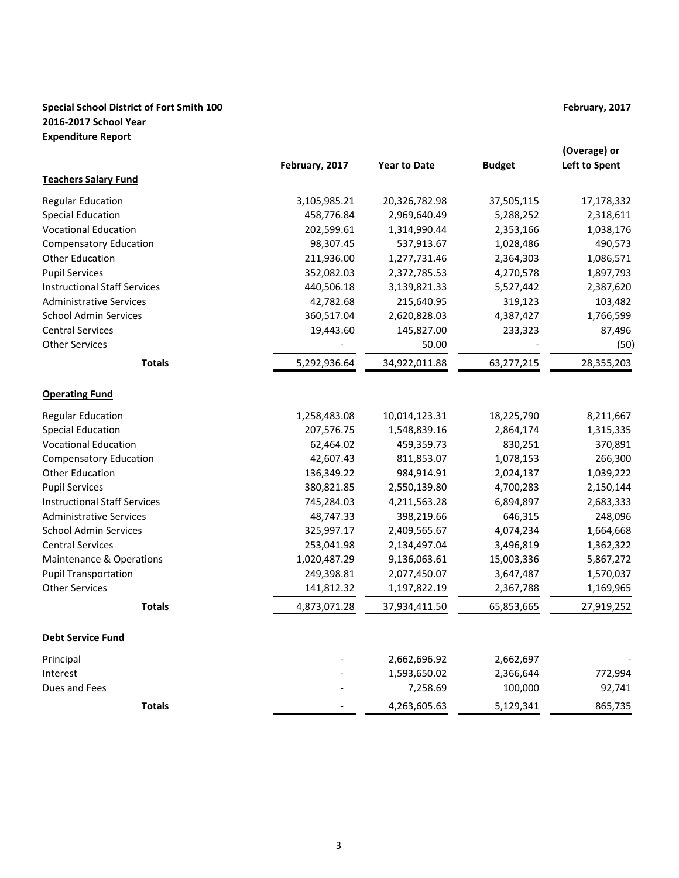**Special School District of Fort Smith 100** **February, 2017**

**2016-2017 School Year**

**Expenditure Report**

| | February, 2017 | Year to Date | Budget | (Overage) or Left to Spent |
|---|---|---|---|---|
| **Teachers Salary Fund** | | | | |
| Regular Education | 3,105,985.21 | 20,326,782.98 | 37,505,115 | 17,178,332 |
| Special Education | 458,776.84 | 2,969,640.49 | 5,288,252 | 2,318,611 |
| Vocational Education | 202,599.61 | 1,314,990.44 | 2,353,166 | 1,038,176 |
| Compensatory Education | 98,307.45 | 537,913.67 | 1,028,486 | 490,573 |
| Other Education | 211,936.00 | 1,277,731.46 | 2,364,303 | 1,086,571 |
| Pupil Services | 352,082.03 | 2,372,785.53 | 4,270,578 | 1,897,793 |
| Instructional Staff Services | 440,506.18 | 3,139,821.33 | 5,527,442 | 2,387,620 |
| Administrative Services | 42,782.68 | 215,640.95 | 319,123 | 103,482 |
| School Admin Services | 360,517.04 | 2,620,828.03 | 4,387,427 | 1,766,599 |
| Central Services | 19,443.60 | 145,827.00 | 233,323 | 87,496 |
| Other Services | - | 50.00 | - | (50) |
| **Totals** | 5,292,936.64 | 34,922,011.88 | 63,277,215 | 28,355,203 |
| **Operating Fund** | | | | |
| Regular Education | 1,258,483.08 | 10,014,123.31 | 18,225,790 | 8,211,667 |
| Special Education | 207,576.75 | 1,548,839.16 | 2,864,174 | 1,315,335 |
| Vocational Education | 62,464.02 | 459,359.73 | 830,251 | 370,891 |
| Compensatory Education | 42,607.43 | 811,853.07 | 1,078,153 | 266,300 |
| Other Education | 136,349.22 | 984,914.91 | 2,024,137 | 1,039,222 |
| Pupil Services | 380,821.85 | 2,550,139.80 | 4,700,283 | 2,150,144 |
| Instructional Staff Services | 745,284.03 | 4,211,563.28 | 6,894,897 | 2,683,333 |
| Administrative Services | 48,747.33 | 398,219.66 | 646,315 | 248,096 |
| School Admin Services | 325,997.17 | 2,409,565.67 | 4,074,234 | 1,664,668 |
| Central Services | 253,041.98 | 2,134,497.04 | 3,496,819 | 1,362,322 |
| Maintenance & Operations | 1,020,487.29 | 9,136,063.61 | 15,003,336 | 5,867,272 |
| Pupil Transportation | 249,398.81 | 2,077,450.07 | 3,647,487 | 1,570,037 |
| Other Services | 141,812.32 | 1,197,822.19 | 2,367,788 | 1,169,965 |
| **Totals** | 4,873,071.28 | 37,934,411.50 | 65,853,665 | 27,919,252 |
| **Debt Service Fund** | | | | |
| Principal | - | 2,662,696.92 | 2,662,697 | - |
| Interest | - | 1,593,650.02 | 2,366,644 | 772,994 |
| Dues and Fees | - | 7,258.69 | 100,000 | 92,741 |
| **Totals** | - | 4,263,605.63 | 5,129,341 | 865,735 |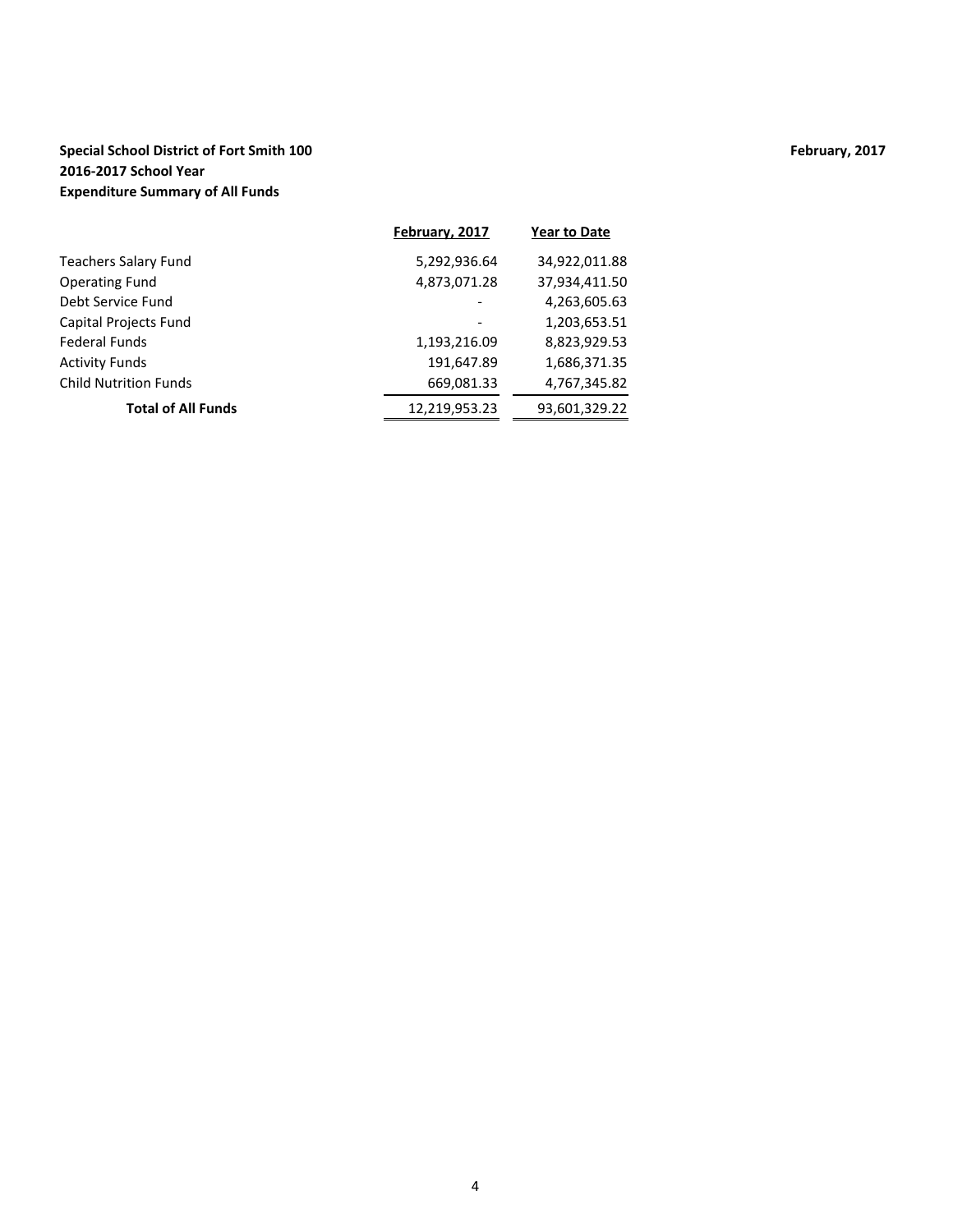**Special School District of Fort Smith 100** **February, 2017**
**2016-2017 School Year**
**Expenditure Summary of All Funds**

| | February, 2017 | Year to Date |
|---|---|---|
| Teachers Salary Fund | 5,292,936.64 | 34,922,011.88 |
| Operating Fund | 4,873,071.28 | 37,934,411.50 |
| Debt Service Fund | - | 4,263,605.63 |
| Capital Projects Fund | - | 1,203,653.51 |
| Federal Funds | 1,193,216.09 | 8,823,929.53 |
| Activity Funds | 191,647.89 | 1,686,371.35 |
| Child Nutrition Funds | 669,081.33 | 4,767,345.82 |
| **Total of All Funds** | 12,219,953.23 | 93,601,329.22 |